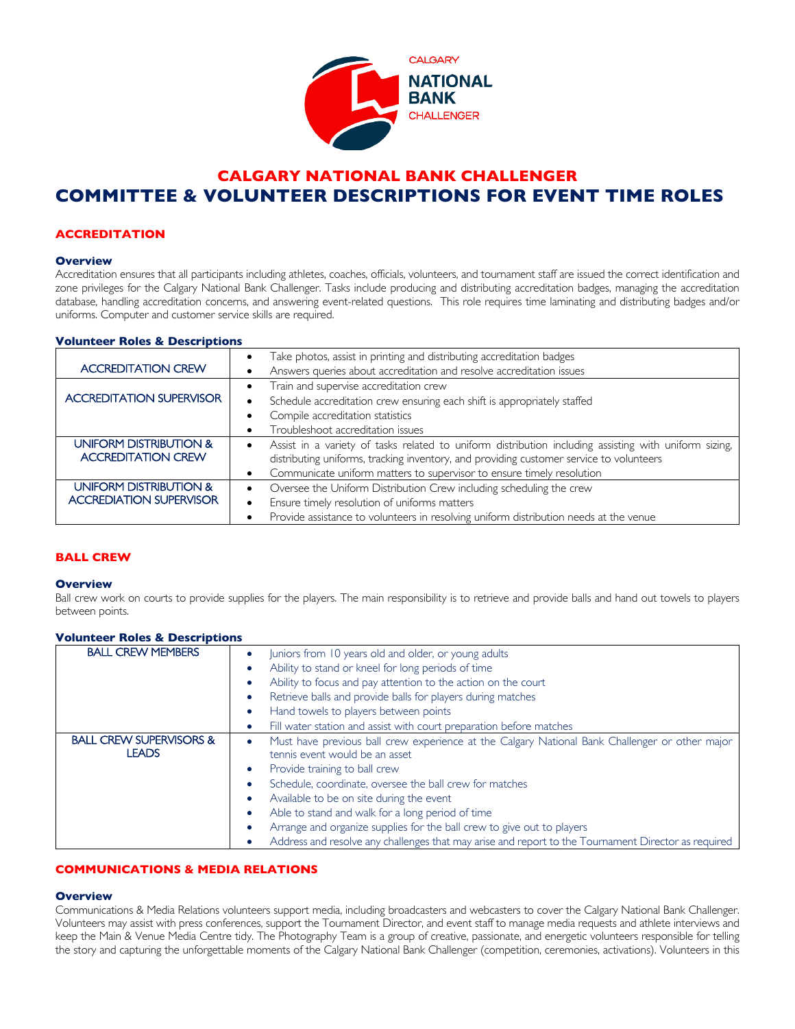# CALGARY NATIONAL BANK CHALLENGER

# COMMITTEE & VOLUNTEER DESCRIPTIONS FOR EVENT TIME ROLES

## ACCREDITATION

### Overview

Accreditation ensures that all participants including athletes, coaches, officials, volunteers, and tournament staff are issued the correct identification and zone privileges for the Calgary National Bank Challenger. Tasks include producing and distributing accreditation badges, managing the accreditation database, handling accreditation concerns, and answering event-related questions. This role requires time laminating and distributing badges and/or uniforms. Computer and customer service skills are required.

### Volunteer Roles & Descriptions

| Role | Description |
|---|---|
| ACCREDITATION CREW | • Take photos, assist in printing and distributing accreditation badges<br>• Answers queries about accreditation and resolve accreditation issues |
| ACCREDITATION SUPERVISOR | • Train and supervise accreditation crew<br>• Schedule accreditation crew ensuring each shift is appropriately staffed<br>• Compile accreditation statistics<br>• Troubleshoot accreditation issues |
| UNIFORM DISTRIBUTION & ACCREDITATION CREW | • Assist in a variety of tasks related to uniform distribution including assisting with uniform sizing, distributing uniforms, tracking inventory, and providing customer service to volunteers<br>• Communicate uniform matters to supervisor to ensure timely resolution |
| UNIFORM DISTRIBUTION & ACCREDIATION SUPERVISOR | • Oversee the Uniform Distribution Crew including scheduling the crew<br>• Ensure timely resolution of uniforms matters<br>• Provide assistance to volunteers in resolving uniform distribution needs at the venue |

## BALL CREW

### Overview

Ball crew work on courts to provide supplies for the players. The main responsibility is to retrieve and provide balls and hand out towels to players between points.

### Volunteer Roles & Descriptions

| Role | Description |
|---|---|
| BALL CREW MEMBERS | • Juniors from 10 years old and older, or young adults<br>• Ability to stand or kneel for long periods of time<br>• Ability to focus and pay attention to the action on the court<br>• Retrieve balls and provide balls for players during matches<br>• Hand towels to players between points<br>• Fill water station and assist with court preparation before matches |
| BALL CREW SUPERVISORS & LEADS | • Must have previous ball crew experience at the Calgary National Bank Challenger or other major tennis event would be an asset<br>• Provide training to ball crew<br>• Schedule, coordinate, oversee the ball crew for matches<br>• Available to be on site during the event<br>• Able to stand and walk for a long period of time<br>• Arrange and organize supplies for the ball crew to give out to players<br>• Address and resolve any challenges that may arise and report to the Tournament Director as required |

## COMMUNICATIONS & MEDIA RELATIONS

### Overview

Communications & Media Relations volunteers support media, including broadcasters and webcasters to cover the Calgary National Bank Challenger. Volunteers may assist with press conferences, support the Tournament Director, and event staff to manage media requests and athlete interviews and keep the Main & Venue Media Centre tidy. The Photography Team is a group of creative, passionate, and energetic volunteers responsible for telling the story and capturing the unforgettable moments of the Calgary National Bank Challenger (competition, ceremonies, activations). Volunteers in this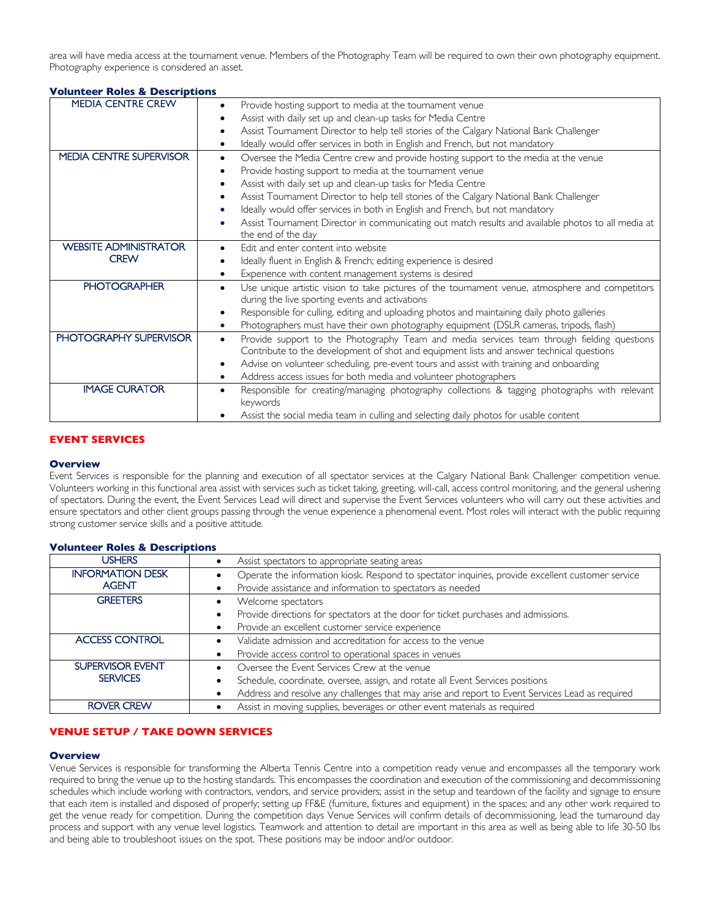area will have media access at the tournament venue. Members of the Photography Team will be required to own their own photography equipment. Photography experience is considered an asset.

### Volunteer Roles & Descriptions

| | |
|---|---|
| MEDIA CENTRE CREW | • Provide hosting support to media at the tournament venue<br>• Assist with daily set up and clean-up tasks for Media Centre<br>• Assist Tournament Director to help tell stories of the Calgary National Bank Challenger<br>• Ideally would offer services in both in English and French, but not mandatory |
| MEDIA CENTRE SUPERVISOR | • Oversee the Media Centre crew and provide hosting support to the media at the venue<br>• Provide hosting support to media at the tournament venue<br>• Assist with daily set up and clean-up tasks for Media Centre<br>• Assist Tournament Director to help tell stories of the Calgary National Bank Challenger<br>• Ideally would offer services in both in English and French, but not mandatory<br>• Assist Tournament Director in communicating out match results and available photos to all media at the end of the day |
| WEBSITE ADMINISTRATOR CREW | • Edit and enter content into website<br>• Ideally fluent in English & French; editing experience is desired<br>• Experience with content management systems is desired |
| PHOTOGRAPHER | • Use unique artistic vision to take pictures of the tournament venue, atmosphere and competitors during the live sporting events and activations<br>• Responsible for culling, editing and uploading photos and maintaining daily photo galleries<br>• Photographers must have their own photography equipment (DSLR cameras, tripods, flash) |
| PHOTOGRAPHY SUPERVISOR | • Provide support to the Photography Team and media services team through fielding questions Contribute to the development of shot and equipment lists and answer technical questions<br>• Advise on volunteer scheduling, pre-event tours and assist with training and onboarding<br>• Address access issues for both media and volunteer photographers |
| IMAGE CURATOR | • Responsible for creating/managing photography collections & tagging photographs with relevant keywords<br>• Assist the social media team in culling and selecting daily photos for usable content |

## EVENT SERVICES

### Overview

Event Services is responsible for the planning and execution of all spectator services at the Calgary National Bank Challenger competition venue. Volunteers working in this functional area assist with services such as ticket taking, greeting, will-call, access control monitoring, and the general ushering of spectators. During the event, the Event Services Lead will direct and supervise the Event Services volunteers who will carry out these activities and ensure spectators and other client groups passing through the venue experience a phenomenal event. Most roles will interact with the public requiring strong customer service skills and a positive attitude.

### Volunteer Roles & Descriptions

| | |
|---|---|
| USHERS | • Assist spectators to appropriate seating areas |
| INFORMATION DESK AGENT | • Operate the information kiosk. Respond to spectator inquiries, provide excellent customer service<br>• Provide assistance and information to spectators as needed |
| GREETERS | • Welcome spectators<br>• Provide directions for spectators at the door for ticket purchases and admissions.<br>• Provide an excellent customer service experience |
| ACCESS CONTROL | • Validate admission and accreditation for access to the venue<br>• Provide access control to operational spaces in venues |
| SUPERVISOR EVENT SERVICES | • Oversee the Event Services Crew at the venue<br>• Schedule, coordinate, oversee, assign, and rotate all Event Services positions<br>• Address and resolve any challenges that may arise and report to Event Services Lead as required |
| ROVER CREW | • Assist in moving supplies, beverages or other event materials as required |

## VENUE SETUP / TAKE DOWN SERVICES

### Overview

Venue Services is responsible for transforming the Alberta Tennis Centre into a competition ready venue and encompasses all the temporary work required to bring the venue up to the hosting standards. This encompasses the coordination and execution of the commissioning and decommissioning schedules which include working with contractors, vendors, and service providers; assist in the setup and teardown of the facility and signage to ensure that each item is installed and disposed of properly; setting up FF&E (furniture, fixtures and equipment) in the spaces; and any other work required to get the venue ready for competition. During the competition days Venue Services will confirm details of decommissioning, lead the turnaround day process and support with any venue level logistics. Teamwork and attention to detail are important in this area as well as being able to life 30-50 lbs and being able to troubleshoot issues on the spot. These positions may be indoor and/or outdoor.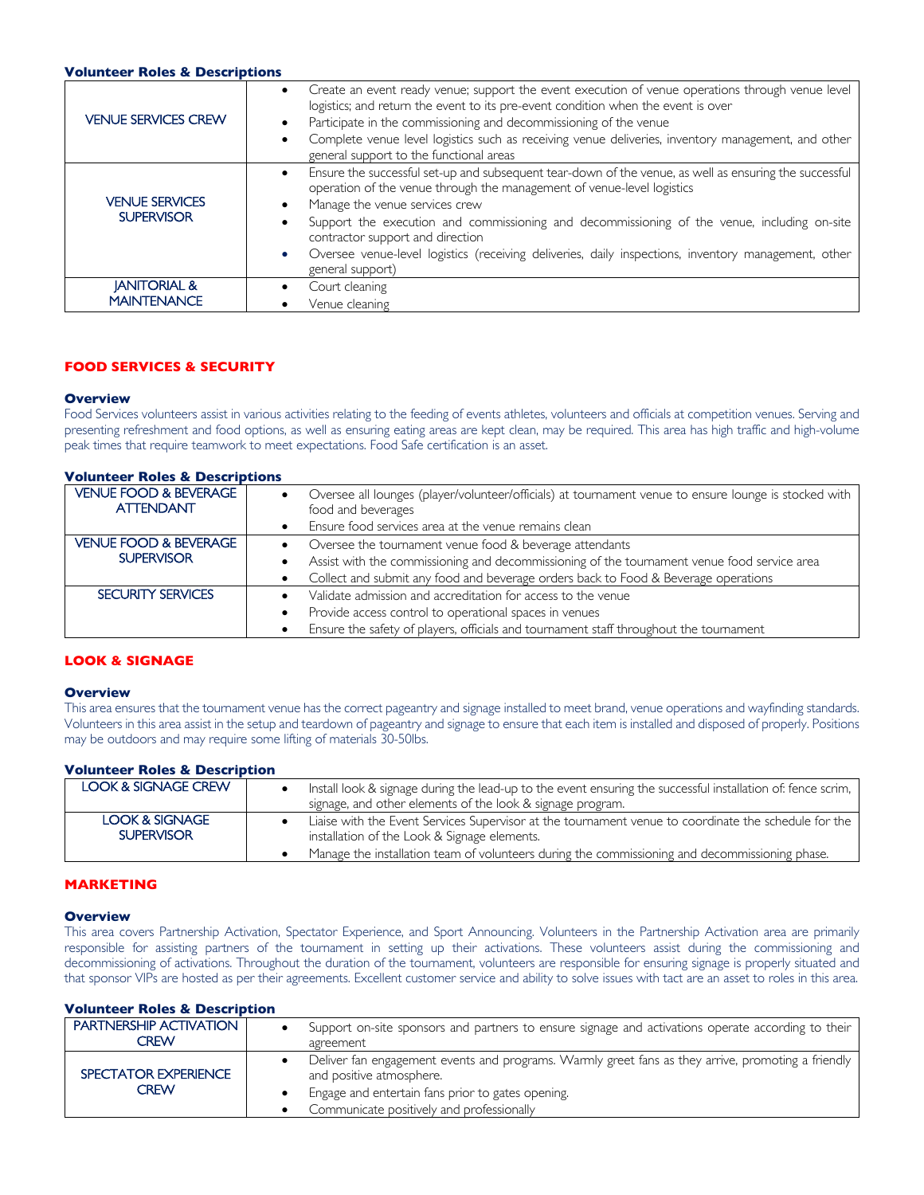**Volunteer Roles & Descriptions**

| | |
|---|---|
| VENUE SERVICES CREW | • Create an event ready venue; support the event execution of venue operations through venue level logistics; and return the event to its pre-event condition when the event is over<br>• Participate in the commissioning and decommissioning of the venue<br>• Complete venue level logistics such as receiving venue deliveries, inventory management, and other general support to the functional areas |
| VENUE SERVICES SUPERVISOR | • Ensure the successful set-up and subsequent tear-down of the venue, as well as ensuring the successful operation of the venue through the management of venue-level logistics<br>• Manage the venue services crew<br>• Support the execution and commissioning and decommissioning of the venue, including on-site contractor support and direction<br>• Oversee venue-level logistics (receiving deliveries, daily inspections, inventory management, other general support) |
| JANITORIAL & MAINTENANCE | • Court cleaning<br>• Venue cleaning |

## FOOD SERVICES & SECURITY

**Overview**

Food Services volunteers assist in various activities relating to the feeding of events athletes, volunteers and officials at competition venues. Serving and presenting refreshment and food options, as well as ensuring eating areas are kept clean, may be required. This area has high traffic and high-volume peak times that require teamwork to meet expectations. Food Safe certification is an asset.

**Volunteer Roles & Descriptions**

| | |
|---|---|
| VENUE FOOD & BEVERAGE ATTENDANT | • Oversee all lounges (player/volunteer/officials) at tournament venue to ensure lounge is stocked with food and beverages<br>• Ensure food services area at the venue remains clean |
| VENUE FOOD & BEVERAGE SUPERVISOR | • Oversee the tournament venue food & beverage attendants<br>• Assist with the commissioning and decommissioning of the tournament venue food service area<br>• Collect and submit any food and beverage orders back to Food & Beverage operations |
| SECURITY SERVICES | • Validate admission and accreditation for access to the venue<br>• Provide access control to operational spaces in venues<br>• Ensure the safety of players, officials and tournament staff throughout the tournament |

## LOOK & SIGNAGE

**Overview**

This area ensures that the tournament venue has the correct pageantry and signage installed to meet brand, venue operations and wayfinding standards. Volunteers in this area assist in the setup and teardown of pageantry and signage to ensure that each item is installed and disposed of properly. Positions may be outdoors and may require some lifting of materials 30-50lbs.

**Volunteer Roles & Description**

| | |
|---|---|
| LOOK & SIGNAGE CREW | • Install look & signage during the lead-up to the event ensuring the successful installation of: fence scrim, signage, and other elements of the look & signage program. |
| LOOK & SIGNAGE SUPERVISOR | • Liaise with the Event Services Supervisor at the tournament venue to coordinate the schedule for the installation of the Look & Signage elements.<br>• Manage the installation team of volunteers during the commissioning and decommissioning phase. |

## MARKETING

**Overview**

This area covers Partnership Activation, Spectator Experience, and Sport Announcing. Volunteers in the Partnership Activation area are primarily responsible for assisting partners of the tournament in setting up their activations. These volunteers assist during the commissioning and decommissioning of activations. Throughout the duration of the tournament, volunteers are responsible for ensuring signage is properly situated and that sponsor VIPs are hosted as per their agreements. Excellent customer service and ability to solve issues with tact are an asset to roles in this area.

**Volunteer Roles & Description**

| | |
|---|---|
| PARTNERSHIP ACTIVATION CREW | • Support on-site sponsors and partners to ensure signage and activations operate according to their agreement |
| SPECTATOR EXPERIENCE CREW | • Deliver fan engagement events and programs. Warmly greet fans as they arrive, promoting a friendly and positive atmosphere.<br>• Engage and entertain fans prior to gates opening.<br>• Communicate positively and professionally |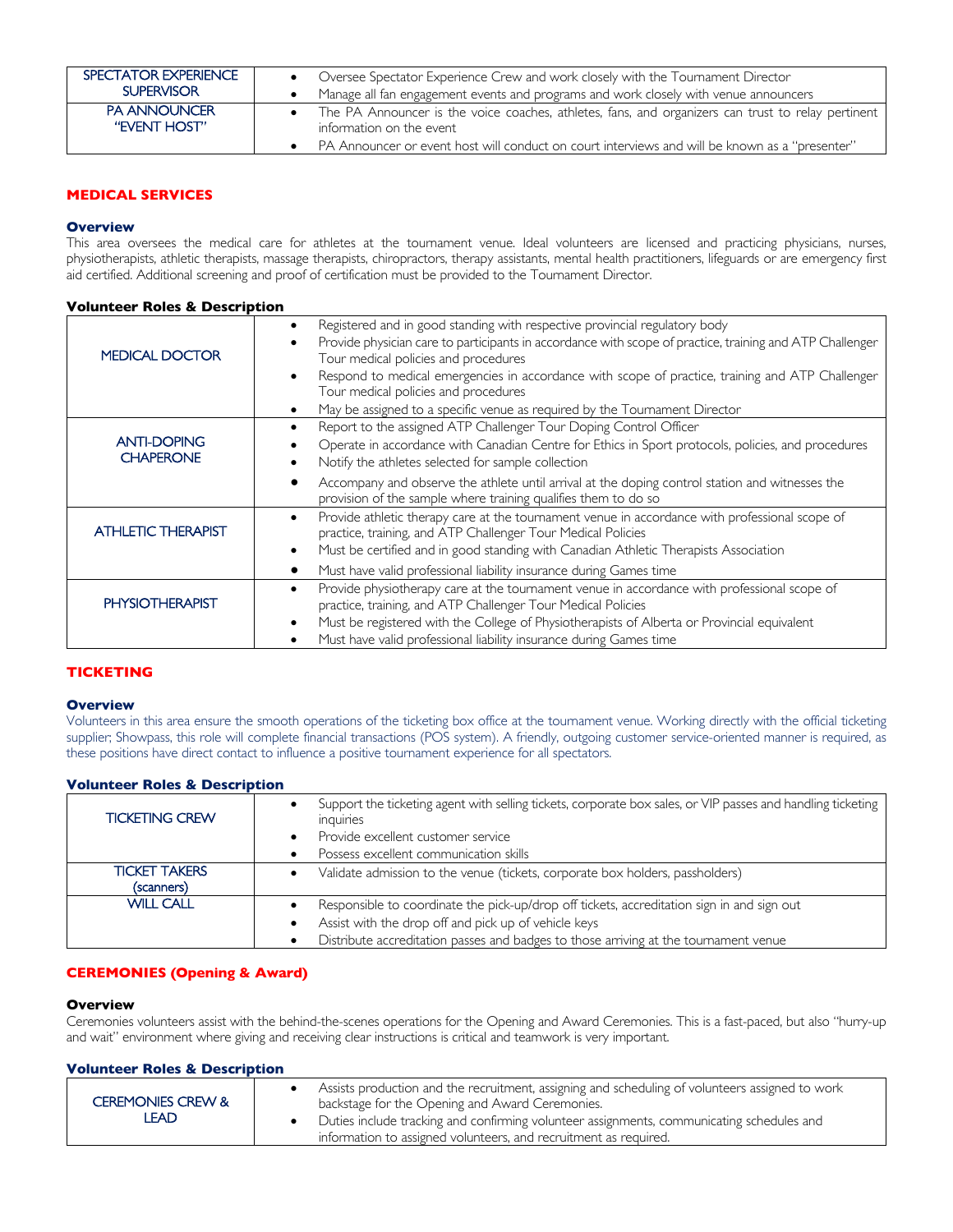| SPECTATOR EXPERIENCE SUPERVISOR | • Oversee Spectator Experience Crew and work closely with the Tournament Director<br>• Manage all fan engagement events and programs and work closely with venue announcers |
|---|---|
| PA ANNOUNCER "EVENT HOST" | • The PA Announcer is the voice coaches, athletes, fans, and organizers can trust to relay pertinent information on the event<br>• PA Announcer or event host will conduct on court interviews and will be known as a "presenter" |

## MEDICAL SERVICES

### Overview

This area oversees the medical care for athletes at the tournament venue. Ideal volunteers are licensed and practicing physicians, nurses, physiotherapists, athletic therapists, massage therapists, chiropractors, therapy assistants, mental health practitioners, lifeguards or are emergency first aid certified. Additional screening and proof of certification must be provided to the Tournament Director.

### Volunteer Roles & Description

| | |
|---|---|
| MEDICAL DOCTOR | • Registered and in good standing with respective provincial regulatory body<br>• Provide physician care to participants in accordance with scope of practice, training and ATP Challenger Tour medical policies and procedures<br>• Respond to medical emergencies in accordance with scope of practice, training and ATP Challenger Tour medical policies and procedures<br>• May be assigned to a specific venue as required by the Tournament Director |
| ANTI-DOPING CHAPERONE | • Report to the assigned ATP Challenger Tour Doping Control Officer<br>• Operate in accordance with Canadian Centre for Ethics in Sport protocols, policies, and procedures<br>• Notify the athletes selected for sample collection<br>• Accompany and observe the athlete until arrival at the doping control station and witnesses the provision of the sample where training qualifies them to do so |
| ATHLETIC THERAPIST | • Provide athletic therapy care at the tournament venue in accordance with professional scope of practice, training, and ATP Challenger Tour Medical Policies<br>• Must be certified and in good standing with Canadian Athletic Therapists Association<br>• Must have valid professional liability insurance during Games time |
| PHYSIOTHERAPIST | • Provide physiotherapy care at the tournament venue in accordance with professional scope of practice, training, and ATP Challenger Tour Medical Policies<br>• Must be registered with the College of Physiotherapists of Alberta or Provincial equivalent<br>• Must have valid professional liability insurance during Games time |

## TICKETING

### Overview

Volunteers in this area ensure the smooth operations of the ticketing box office at the tournament venue. Working directly with the official ticketing supplier; Showpass, this role will complete financial transactions (POS system). A friendly, outgoing customer service-oriented manner is required, as these positions have direct contact to influence a positive tournament experience for all spectators.

### Volunteer Roles & Description

| | |
|---|---|
| TICKETING CREW | • Support the ticketing agent with selling tickets, corporate box sales, or VIP passes and handling ticketing inquiries<br>• Provide excellent customer service<br>• Possess excellent communication skills |
| TICKET TAKERS (scanners) | • Validate admission to the venue (tickets, corporate box holders, passholders) |
| WILL CALL | • Responsible to coordinate the pick-up/drop off tickets, accreditation sign in and sign out<br>• Assist with the drop off and pick up of vehicle keys<br>• Distribute accreditation passes and badges to those arriving at the tournament venue |

## CEREMONIES (Opening & Award)

### Overview

Ceremonies volunteers assist with the behind-the-scenes operations for the Opening and Award Ceremonies. This is a fast-paced, but also "hurry-up and wait" environment where giving and receiving clear instructions is critical and teamwork is very important.

### Volunteer Roles & Description

| | |
|---|---|
| CEREMONIES CREW & LEAD | • Assists production and the recruitment, assigning and scheduling of volunteers assigned to work backstage for the Opening and Award Ceremonies.<br>• Duties include tracking and confirming volunteer assignments, communicating schedules and information to assigned volunteers, and recruitment as required. |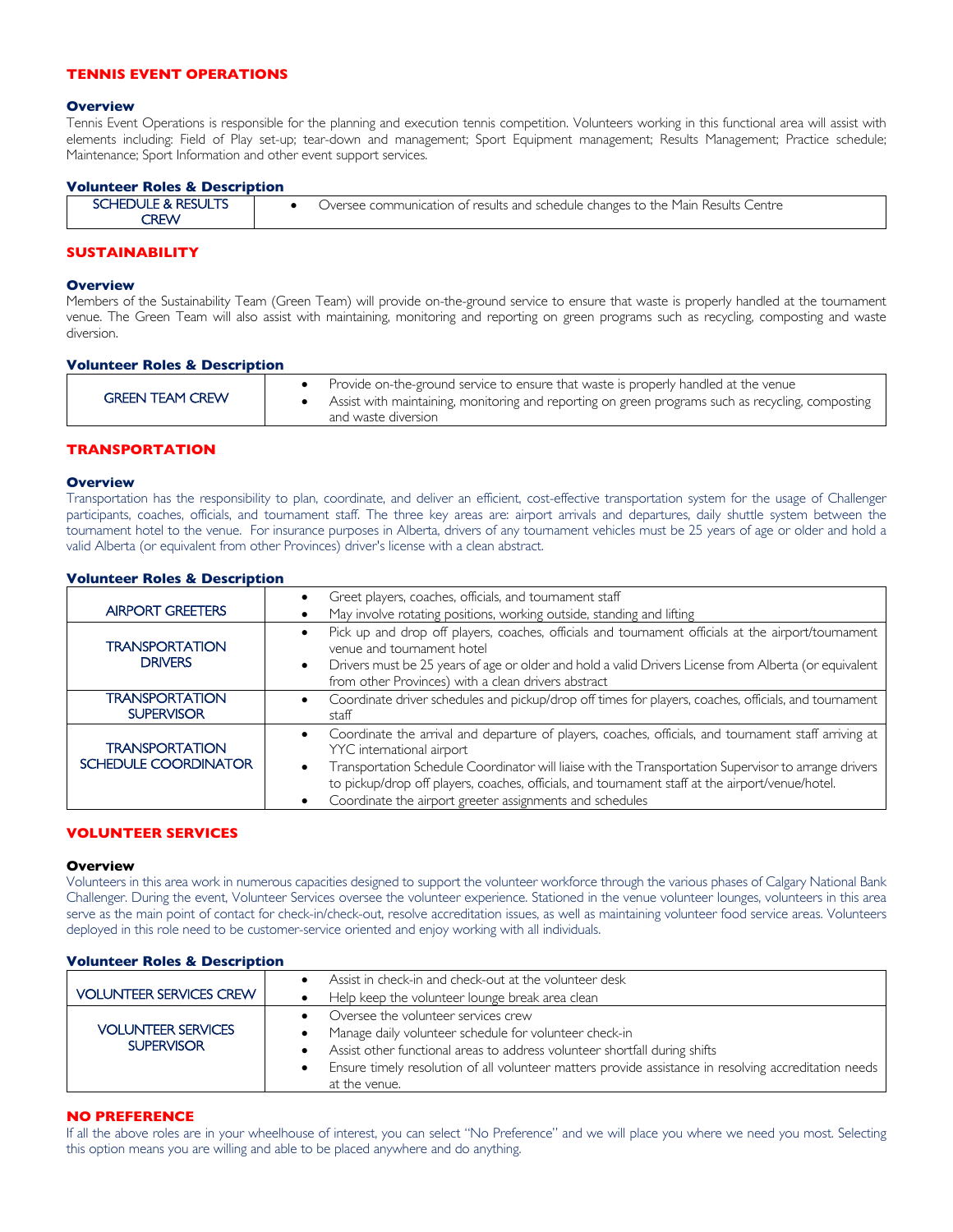## TENNIS EVENT OPERATIONS

### Overview

Tennis Event Operations is responsible for the planning and execution tennis competition. Volunteers working in this functional area will assist with elements including: Field of Play set-up; tear-down and management; Sport Equipment management; Results Management; Practice schedule; Maintenance; Sport Information and other event support services.

### Volunteer Roles & Description

| | |
|---|---|
| SCHEDULE & RESULTS CREW | • Oversee communication of results and schedule changes to the Main Results Centre |

## SUSTAINABILITY

### Overview

Members of the Sustainability Team (Green Team) will provide on-the-ground service to ensure that waste is properly handled at the tournament venue. The Green Team will also assist with maintaining, monitoring and reporting on green programs such as recycling, composting and waste diversion.

### Volunteer Roles & Description

| | |
|---|---|
| GREEN TEAM CREW | • Provide on-the-ground service to ensure that waste is properly handled at the venue<br>• Assist with maintaining, monitoring and reporting on green programs such as recycling, composting and waste diversion |

## TRANSPORTATION

### Overview

Transportation has the responsibility to plan, coordinate, and deliver an efficient, cost-effective transportation system for the usage of Challenger participants, coaches, officials, and tournament staff. The three key areas are: airport arrivals and departures, daily shuttle system between the tournament hotel to the venue. For insurance purposes in Alberta, drivers of any tournament vehicles must be 25 years of age or older and hold a valid Alberta (or equivalent from other Provinces) driver's license with a clean abstract.

### Volunteer Roles & Description

| | |
|---|---|
| AIRPORT GREETERS | • Greet players, coaches, officials, and tournament staff<br>• May involve rotating positions, working outside, standing and lifting |
| TRANSPORTATION DRIVERS | • Pick up and drop off players, coaches, officials and tournament officials at the airport/tournament venue and tournament hotel<br>• Drivers must be 25 years of age or older and hold a valid Drivers License from Alberta (or equivalent from other Provinces) with a clean drivers abstract |
| TRANSPORTATION SUPERVISOR | • Coordinate driver schedules and pickup/drop off times for players, coaches, officials, and tournament staff |
| TRANSPORTATION SCHEDULE COORDINATOR | • Coordinate the arrival and departure of players, coaches, officials, and tournament staff arriving at YYC international airport<br>• Transportation Schedule Coordinator will liaise with the Transportation Supervisor to arrange drivers to pickup/drop off players, coaches, officials, and tournament staff at the airport/venue/hotel.<br>• Coordinate the airport greeter assignments and schedules |

## VOLUNTEER SERVICES

### Overview

Volunteers in this area work in numerous capacities designed to support the volunteer workforce through the various phases of Calgary National Bank Challenger. During the event, Volunteer Services oversee the volunteer experience. Stationed in the venue volunteer lounges, volunteers in this area serve as the main point of contact for check-in/check-out, resolve accreditation issues, as well as maintaining volunteer food service areas. Volunteers deployed in this role need to be customer-service oriented and enjoy working with all individuals.

### Volunteer Roles & Description

| | |
|---|---|
| VOLUNTEER SERVICES CREW | • Assist in check-in and check-out at the volunteer desk<br>• Help keep the volunteer lounge break area clean |
| VOLUNTEER SERVICES SUPERVISOR | • Oversee the volunteer services crew<br>• Manage daily volunteer schedule for volunteer check-in<br>• Assist other functional areas to address volunteer shortfall during shifts<br>• Ensure timely resolution of all volunteer matters provide assistance in resolving accreditation needs at the venue. |

## NO PREFERENCE

If all the above roles are in your wheelhouse of interest, you can select "No Preference" and we will place you where we need you most. Selecting this option means you are willing and able to be placed anywhere and do anything.